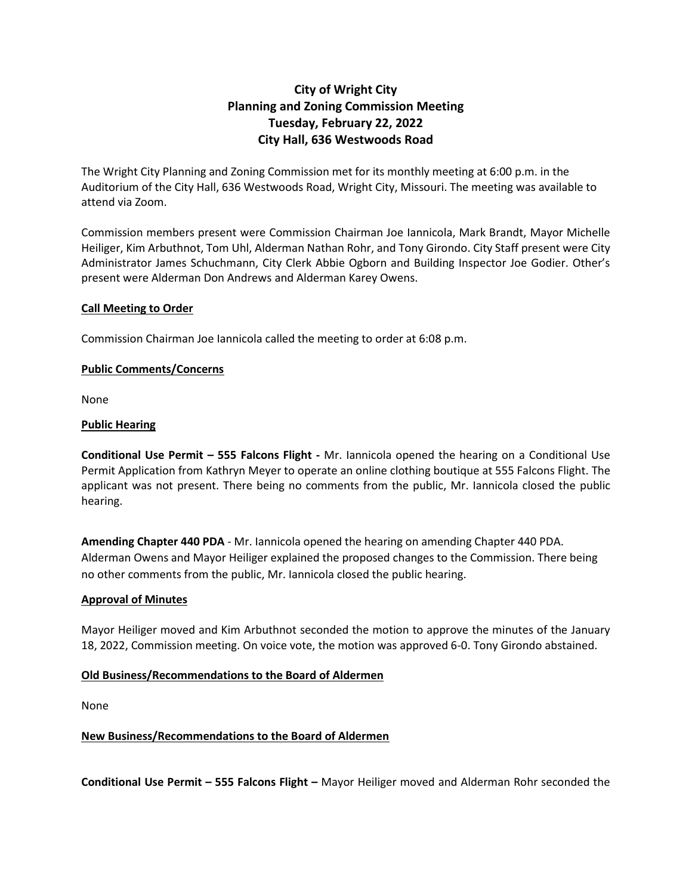# City of Wright City
# Planning and Zoning Commission Meeting
# Tuesday, February 22, 2022
# City Hall, 636 Westwoods Road

The Wright City Planning and Zoning Commission met for its monthly meeting at 6:00 p.m. in the Auditorium of the City Hall, 636 Westwoods Road, Wright City, Missouri. The meeting was available to attend via Zoom.

Commission members present were Commission Chairman Joe Iannicola, Mark Brandt, Mayor Michelle Heiliger, Kim Arbuthnot, Tom Uhl, Alderman Nathan Rohr, and Tony Girondo. City Staff present were City Administrator James Schuchmann, City Clerk Abbie Ogborn and Building Inspector Joe Godier. Other's present were Alderman Don Andrews and Alderman Karey Owens.

## Call Meeting to Order

Commission Chairman Joe Iannicola called the meeting to order at 6:08 p.m.

## Public Comments/Concerns

None

## Public Hearing

**Conditional Use Permit – 555 Falcons Flight -** Mr. Iannicola opened the hearing on a Conditional Use Permit Application from Kathryn Meyer to operate an online clothing boutique at 555 Falcons Flight. The applicant was not present. There being no comments from the public, Mr. Iannicola closed the public hearing.

**Amending Chapter 440 PDA** - Mr. Iannicola opened the hearing on amending Chapter 440 PDA. Alderman Owens and Mayor Heiliger explained the proposed changes to the Commission. There being no other comments from the public, Mr. Iannicola closed the public hearing.

## Approval of Minutes

Mayor Heiliger moved and Kim Arbuthnot seconded the motion to approve the minutes of the January 18, 2022, Commission meeting. On voice vote, the motion was approved 6-0. Tony Girondo abstained.

## Old Business/Recommendations to the Board of Aldermen

None

## New Business/Recommendations to the Board of Aldermen

**Conditional Use Permit – 555 Falcons Flight –** Mayor Heiliger moved and Alderman Rohr seconded the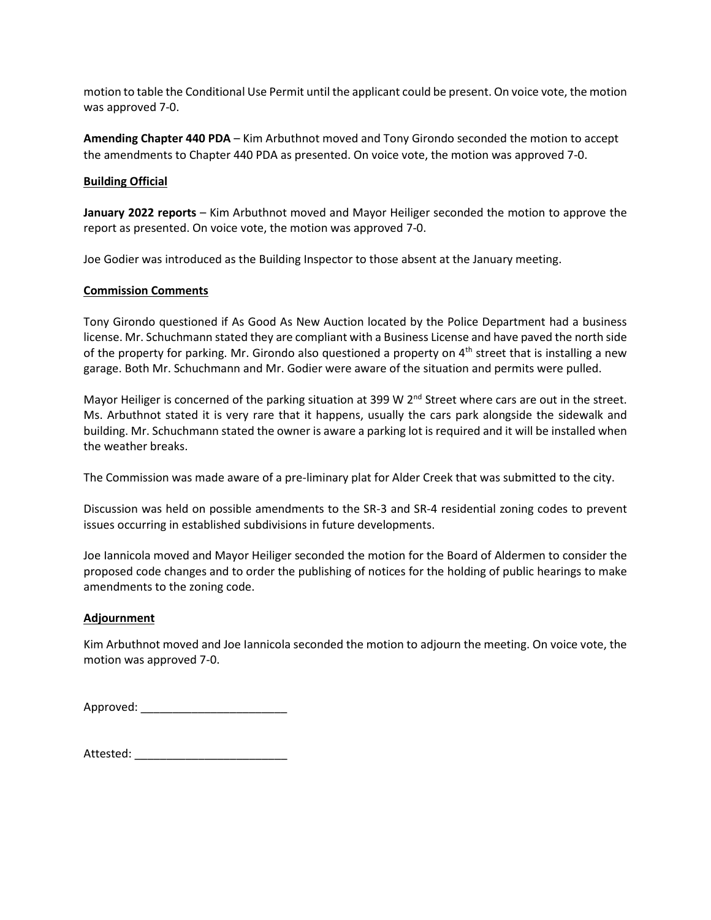motion to table the Conditional Use Permit until the applicant could be present. On voice vote, the motion was approved 7-0.

**Amending Chapter 440 PDA** – Kim Arbuthnot moved and Tony Girondo seconded the motion to accept the amendments to Chapter 440 PDA as presented. On voice vote, the motion was approved 7-0.

## Building Official

**January 2022 reports** – Kim Arbuthnot moved and Mayor Heiliger seconded the motion to approve the report as presented. On voice vote, the motion was approved 7-0.

Joe Godier was introduced as the Building Inspector to those absent at the January meeting.

## Commission Comments

Tony Girondo questioned if As Good As New Auction located by the Police Department had a business license. Mr. Schuchmann stated they are compliant with a Business License and have paved the north side of the property for parking. Mr. Girondo also questioned a property on 4th street that is installing a new garage. Both Mr. Schuchmann and Mr. Godier were aware of the situation and permits were pulled.

Mayor Heiliger is concerned of the parking situation at 399 W 2nd Street where cars are out in the street. Ms. Arbuthnot stated it is very rare that it happens, usually the cars park alongside the sidewalk and building. Mr. Schuchmann stated the owner is aware a parking lot is required and it will be installed when the weather breaks.

The Commission was made aware of a pre-liminary plat for Alder Creek that was submitted to the city.

Discussion was held on possible amendments to the SR-3 and SR-4 residential zoning codes to prevent issues occurring in established subdivisions in future developments.

Joe Iannicola moved and Mayor Heiliger seconded the motion for the Board of Aldermen to consider the proposed code changes and to order the publishing of notices for the holding of public hearings to make amendments to the zoning code.

## Adjournment

Kim Arbuthnot moved and Joe Iannicola seconded the motion to adjourn the meeting. On voice vote, the motion was approved 7-0.

Approved: _______________________

Attested: ________________________